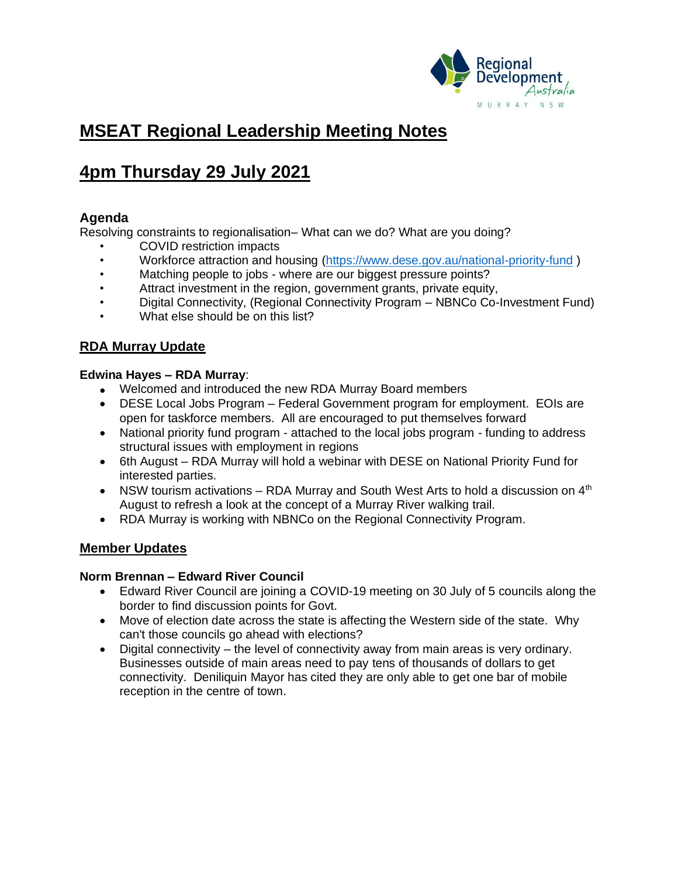# MSEAT Regional Leadership Meeting Notes

# 4pm Thursday 29 July 2021

### Agenda

Resolving constraints to regionalisation– What can we do? What are you doing?

- COVID restriction impacts
- Workforce attraction and housing (https://www.dese.gov.au/national-priority-fund )
- Matching people to jobs - where are our biggest pressure points?
- Attract investment in the region, government grants, private equity,
- Digital Connectivity, (Regional Connectivity Program – NBNCo Co-Investment Fund)
- What else should be on this list?

## RDA Murray Update

**Edwina Hayes – RDA Murray**:

- Welcomed and introduced the new RDA Murray Board members
- DESE Local Jobs Program – Federal Government program for employment. EOIs are open for taskforce members. All are encouraged to put themselves forward
- National priority fund program - attached to the local jobs program - funding to address structural issues with employment in regions
- 6th August – RDA Murray will hold a webinar with DESE on National Priority Fund for interested parties.
- NSW tourism activations – RDA Murray and South West Arts to hold a discussion on 4th August to refresh a look at the concept of a Murray River walking trail.
- RDA Murray is working with NBNCo on the Regional Connectivity Program.

## Member Updates

**Norm Brennan – Edward River Council**

- Edward River Council are joining a COVID-19 meeting on 30 July of 5 councils along the border to find discussion points for Govt.
- Move of election date across the state is affecting the Western side of the state. Why can't those councils go ahead with elections?
- Digital connectivity – the level of connectivity away from main areas is very ordinary. Businesses outside of main areas need to pay tens of thousands of dollars to get connectivity. Deniliquin Mayor has cited they are only able to get one bar of mobile reception in the centre of town.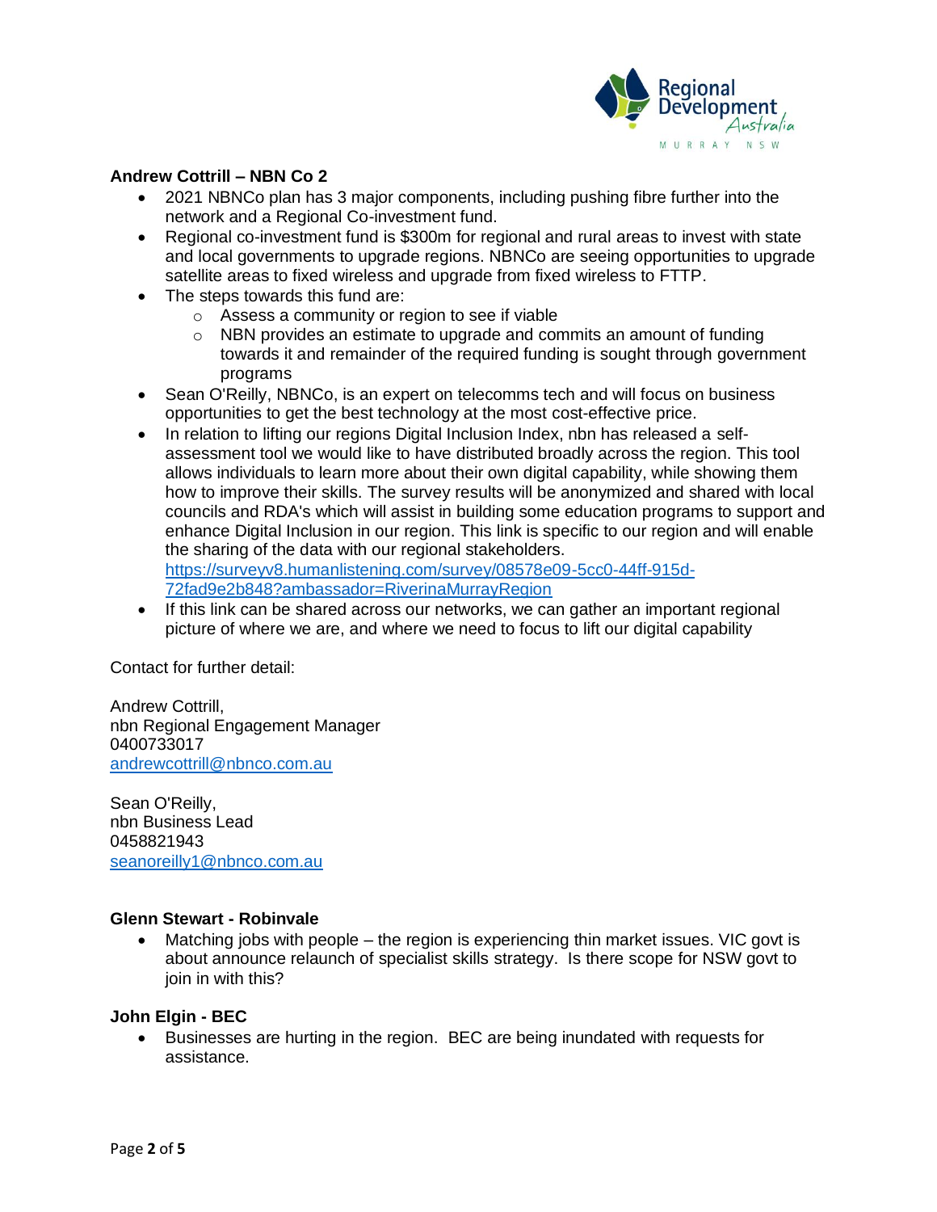**Andrew Cottrill – NBN Co 2**

- 2021 NBNCo plan has 3 major components, including pushing fibre further into the network and a Regional Co-investment fund.
- Regional co-investment fund is $300m for regional and rural areas to invest with state and local governments to upgrade regions. NBNCo are seeing opportunities to upgrade satellite areas to fixed wireless and upgrade from fixed wireless to FTTP.
- The steps towards this fund are:
    - Assess a community or region to see if viable
    - NBN provides an estimate to upgrade and commits an amount of funding towards it and remainder of the required funding is sought through government programs
- Sean O'Reilly, NBNCo, is an expert on telecomms tech and will focus on business opportunities to get the best technology at the most cost-effective price.
- In relation to lifting our regions Digital Inclusion Index, nbn has released a self-assessment tool we would like to have distributed broadly across the region. This tool allows individuals to learn more about their own digital capability, while showing them how to improve their skills. The survey results will be anonymized and shared with local councils and RDA's which will assist in building some education programs to support and enhance Digital Inclusion in our region. This link is specific to our region and will enable the sharing of the data with our regional stakeholders.
  https://surveyv8.humanlistening.com/survey/08578e09-5cc0-44ff-915d-72fad9e2b848?ambassador=RiverinaMurrayRegion
- If this link can be shared across our networks, we can gather an important regional picture of where we are, and where we need to focus to lift our digital capability

Contact for further detail:

Andrew Cottrill,
nbn Regional Engagement Manager
0400733017
andrewcottrill@nbnco.com.au

Sean O'Reilly,
nbn Business Lead
0458821943
seanoreilly1@nbnco.com.au

**Glenn Stewart - Robinvale**

- Matching jobs with people – the region is experiencing thin market issues. VIC govt is about announce relaunch of specialist skills strategy. Is there scope for NSW govt to join in with this?

**John Elgin - BEC**

- Businesses are hurting in the region. BEC are being inundated with requests for assistance.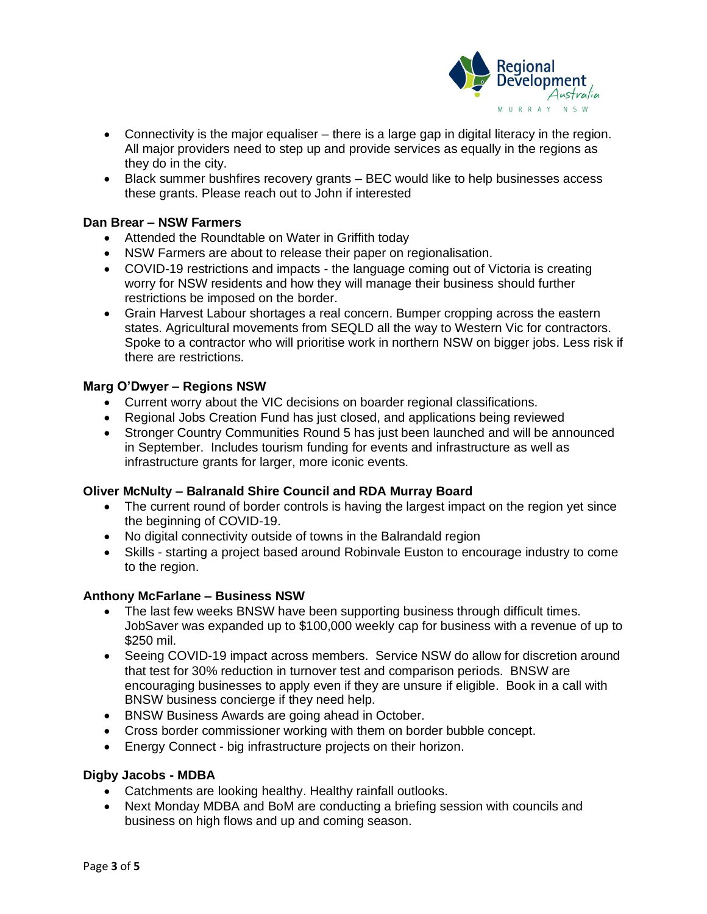- Connectivity is the major equaliser – there is a large gap in digital literacy in the region. All major providers need to step up and provide services as equally in the regions as they do in the city.
- Black summer bushfires recovery grants – BEC would like to help businesses access these grants. Please reach out to John if interested

**Dan Brear – NSW Farmers**

- Attended the Roundtable on Water in Griffith today
- NSW Farmers are about to release their paper on regionalisation.
- COVID-19 restrictions and impacts - the language coming out of Victoria is creating worry for NSW residents and how they will manage their business should further restrictions be imposed on the border.
- Grain Harvest Labour shortages a real concern. Bumper cropping across the eastern states. Agricultural movements from SEQLD all the way to Western Vic for contractors. Spoke to a contractor who will prioritise work in northern NSW on bigger jobs. Less risk if there are restrictions.

**Marg O'Dwyer – Regions NSW**

- Current worry about the VIC decisions on boarder regional classifications.
- Regional Jobs Creation Fund has just closed, and applications being reviewed
- Stronger Country Communities Round 5 has just been launched and will be announced in September. Includes tourism funding for events and infrastructure as well as infrastructure grants for larger, more iconic events.

**Oliver McNulty – Balranald Shire Council and RDA Murray Board**

- The current round of border controls is having the largest impact on the region yet since the beginning of COVID-19.
- No digital connectivity outside of towns in the Balrandald region
- Skills - starting a project based around Robinvale Euston to encourage industry to come to the region.

**Anthony McFarlane – Business NSW**

- The last few weeks BNSW have been supporting business through difficult times. JobSaver was expanded up to $100,000 weekly cap for business with a revenue of up to $250 mil.
- Seeing COVID-19 impact across members. Service NSW do allow for discretion around that test for 30% reduction in turnover test and comparison periods. BNSW are encouraging businesses to apply even if they are unsure if eligible. Book in a call with BNSW business concierge if they need help.
- BNSW Business Awards are going ahead in October.
- Cross border commissioner working with them on border bubble concept.
- Energy Connect - big infrastructure projects on their horizon.

**Digby Jacobs - MDBA**

- Catchments are looking healthy. Healthy rainfall outlooks.
- Next Monday MDBA and BoM are conducting a briefing session with councils and business on high flows and up and coming season.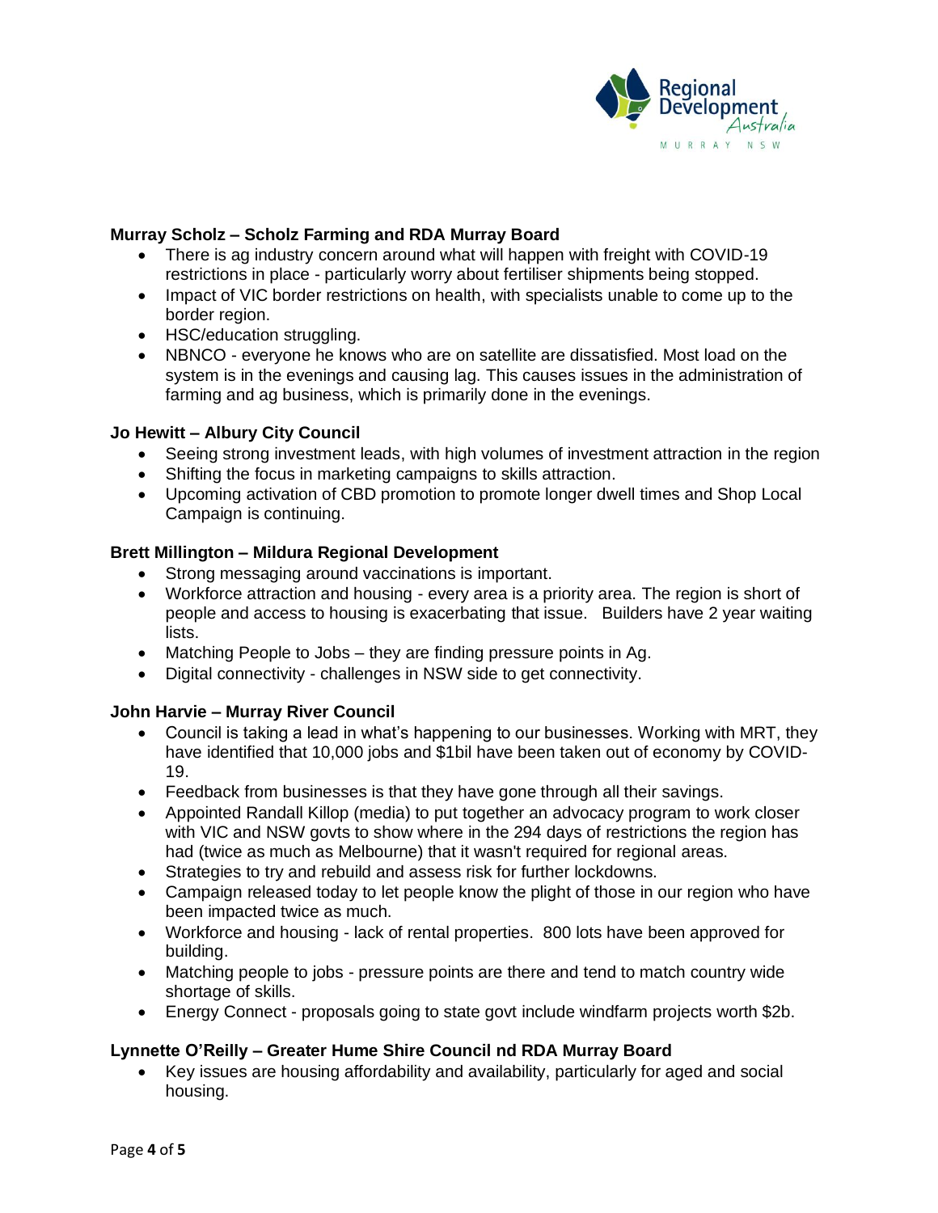**Murray Scholz – Scholz Farming and RDA Murray Board**

- There is ag industry concern around what will happen with freight with COVID-19 restrictions in place - particularly worry about fertiliser shipments being stopped.
- Impact of VIC border restrictions on health, with specialists unable to come up to the border region.
- HSC/education struggling.
- NBNCO - everyone he knows who are on satellite are dissatisfied. Most load on the system is in the evenings and causing lag. This causes issues in the administration of farming and ag business, which is primarily done in the evenings.

**Jo Hewitt – Albury City Council**

- Seeing strong investment leads, with high volumes of investment attraction in the region
- Shifting the focus in marketing campaigns to skills attraction.
- Upcoming activation of CBD promotion to promote longer dwell times and Shop Local Campaign is continuing.

**Brett Millington – Mildura Regional Development**

- Strong messaging around vaccinations is important.
- Workforce attraction and housing - every area is a priority area. The region is short of people and access to housing is exacerbating that issue. Builders have 2 year waiting lists.
- Matching People to Jobs – they are finding pressure points in Ag.
- Digital connectivity - challenges in NSW side to get connectivity.

**John Harvie – Murray River Council**

- Council is taking a lead in what's happening to our businesses. Working with MRT, they have identified that 10,000 jobs and $1bil have been taken out of economy by COVID-19.
- Feedback from businesses is that they have gone through all their savings.
- Appointed Randall Killop (media) to put together an advocacy program to work closer with VIC and NSW govts to show where in the 294 days of restrictions the region has had (twice as much as Melbourne) that it wasn't required for regional areas.
- Strategies to try and rebuild and assess risk for further lockdowns.
- Campaign released today to let people know the plight of those in our region who have been impacted twice as much.
- Workforce and housing - lack of rental properties. 800 lots have been approved for building.
- Matching people to jobs - pressure points are there and tend to match country wide shortage of skills.
- Energy Connect - proposals going to state govt include windfarm projects worth $2b.

**Lynnette O'Reilly – Greater Hume Shire Council nd RDA Murray Board**

- Key issues are housing affordability and availability, particularly for aged and social housing.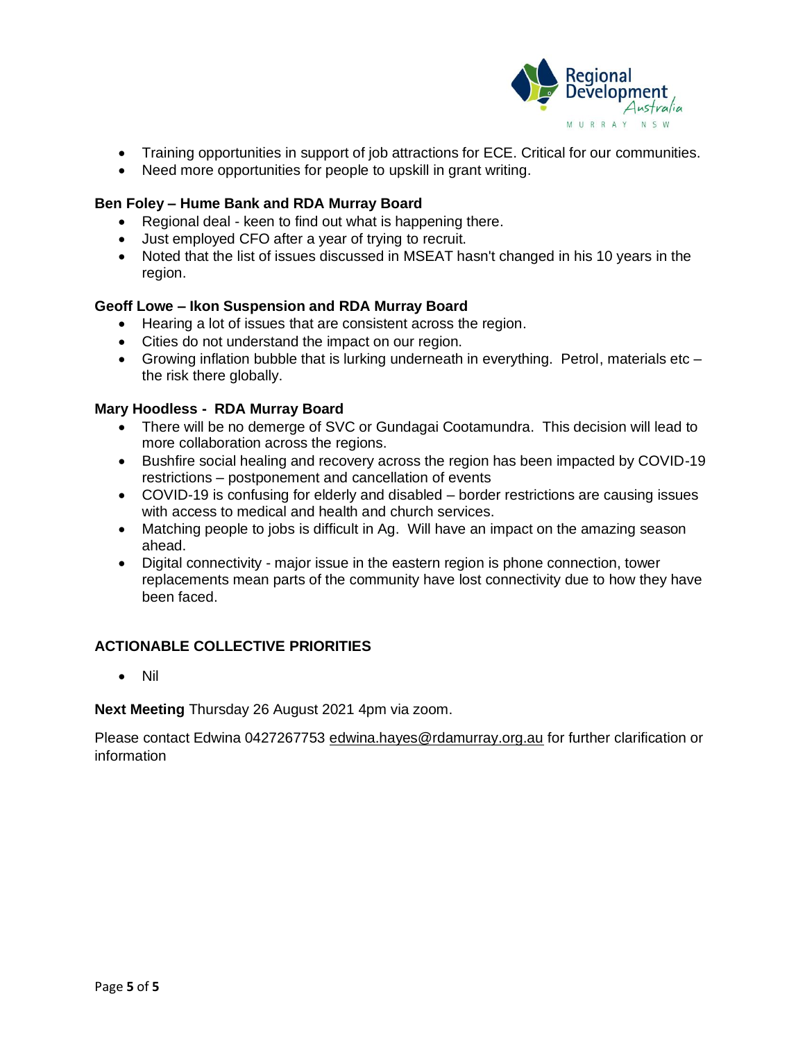- Training opportunities in support of job attractions for ECE. Critical for our communities.
- Need more opportunities for people to upskill in grant writing.

**Ben Foley – Hume Bank and RDA Murray Board**

- Regional deal - keen to find out what is happening there.
- Just employed CFO after a year of trying to recruit.
- Noted that the list of issues discussed in MSEAT hasn't changed in his 10 years in the region.

**Geoff Lowe – Ikon Suspension and RDA Murray Board**

- Hearing a lot of issues that are consistent across the region.
- Cities do not understand the impact on our region.
- Growing inflation bubble that is lurking underneath in everything. Petrol, materials etc – the risk there globally.

**Mary Hoodless - RDA Murray Board**

- There will be no demerge of SVC or Gundagai Cootamundra. This decision will lead to more collaboration across the regions.
- Bushfire social healing and recovery across the region has been impacted by COVID-19 restrictions – postponement and cancellation of events
- COVID-19 is confusing for elderly and disabled – border restrictions are causing issues with access to medical and health and church services.
- Matching people to jobs is difficult in Ag. Will have an impact on the amazing season ahead.
- Digital connectivity - major issue in the eastern region is phone connection, tower replacements mean parts of the community have lost connectivity due to how they have been faced.

**ACTIONABLE COLLECTIVE PRIORITIES**

- Nil

**Next Meeting** Thursday 26 August 2021 4pm via zoom.

Please contact Edwina 0427267753 edwina.hayes@rdamurray.org.au for further clarification or information